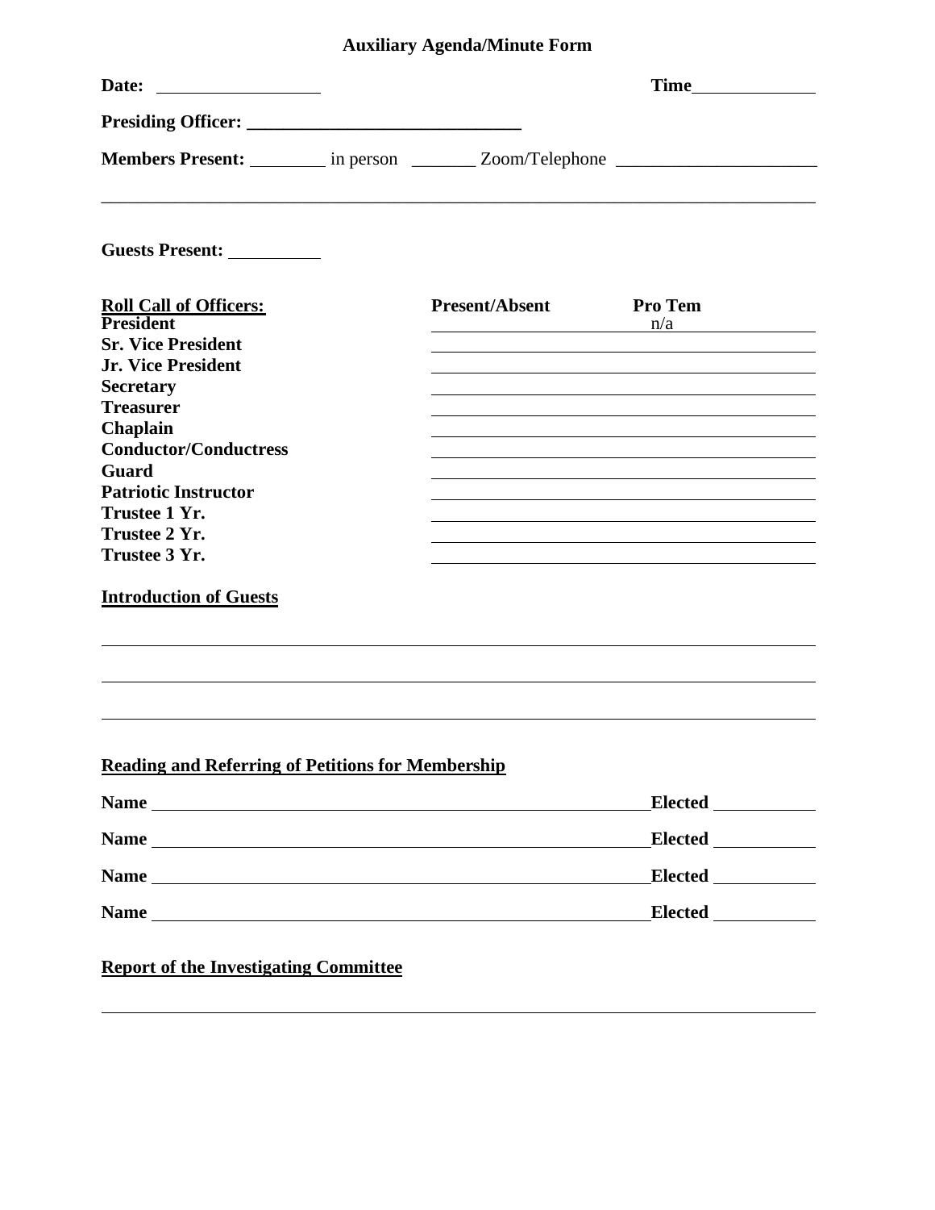# Auxiliary Agenda/Minute Form

**Date:** ____________________ **Time**______________

**Presiding Officer:** ______________________________

**Members Present:** _________ in person _______ Zoom/Telephone ______________________

_______________________________________________________________________________

**Guests Present:** __________

| **Roll Call of Officers:** | **Present/Absent** | **Pro Tem** |
|---|---|---|
| **President** | | n/a |
| **Sr. Vice President** | | |
| **Jr. Vice President** | | |
| **Secretary** | | |
| **Treasurer** | | |
| **Chaplain** | | |
| **Conductor/Conductress** | | |
| **Guard** | | |
| **Patriotic Instructor** | | |
| **Trustee 1 Yr.** | | |
| **Trustee 2 Yr.** | | |
| **Trustee 3 Yr.** | | |

**Introduction of Guests**

_______________________________________________________________________________

_______________________________________________________________________________

_______________________________________________________________________________

**Reading and Referring of Petitions for Membership**

**Name** ________________________________________________________ **Elected** ___________

**Name** ________________________________________________________ **Elected** ___________

**Name** ________________________________________________________ **Elected** ___________

**Name** ________________________________________________________ **Elected** ___________

**Report of the Investigating Committee**

_______________________________________________________________________________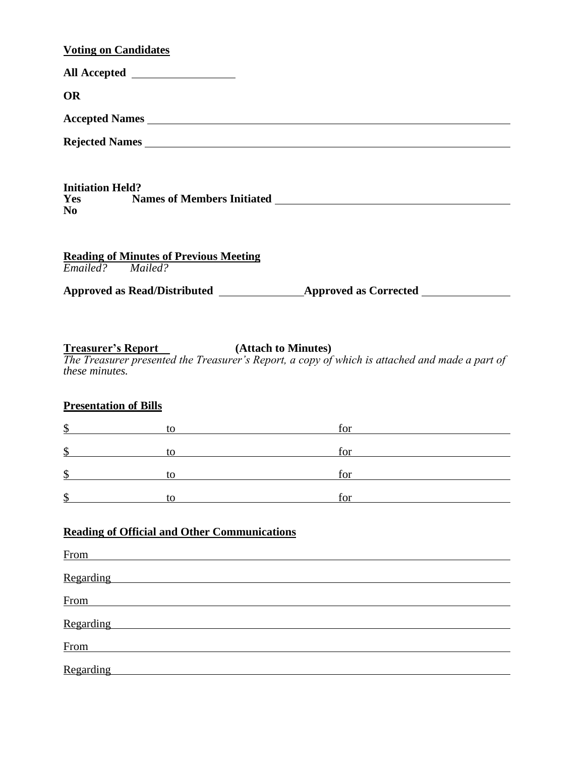**Voting on Candidates**

**All Accepted** ____________________

**OR**

**Accepted Names** ______________________________________________________________________

**Rejected Names** ______________________________________________________________________

**Initiation Held?**
**Yes** **Names of Members Initiated** ____________________________________________
**No**

**Reading of Minutes of Previous Meeting**
*Emailed?* *Mailed?*

**Approved as Read/Distributed** ________________ **Approved as Corrected** ________________

**Treasurer's Report** **(Attach to Minutes)**
*The Treasurer presented the Treasurer's Report, a copy of which is attached and made a part of these minutes.*

**Presentation of Bills**

$ ______________ to ______________________________ for ______________________________

$ ______________ to ______________________________ for ______________________________

$ ______________ to ______________________________ for ______________________________

$ ______________ to ______________________________ for ______________________________

**Reading of Official and Other Communications**

From ______________________________________________________________________________

Regarding __________________________________________________________________________

From ______________________________________________________________________________

Regarding __________________________________________________________________________

From ______________________________________________________________________________

Regarding __________________________________________________________________________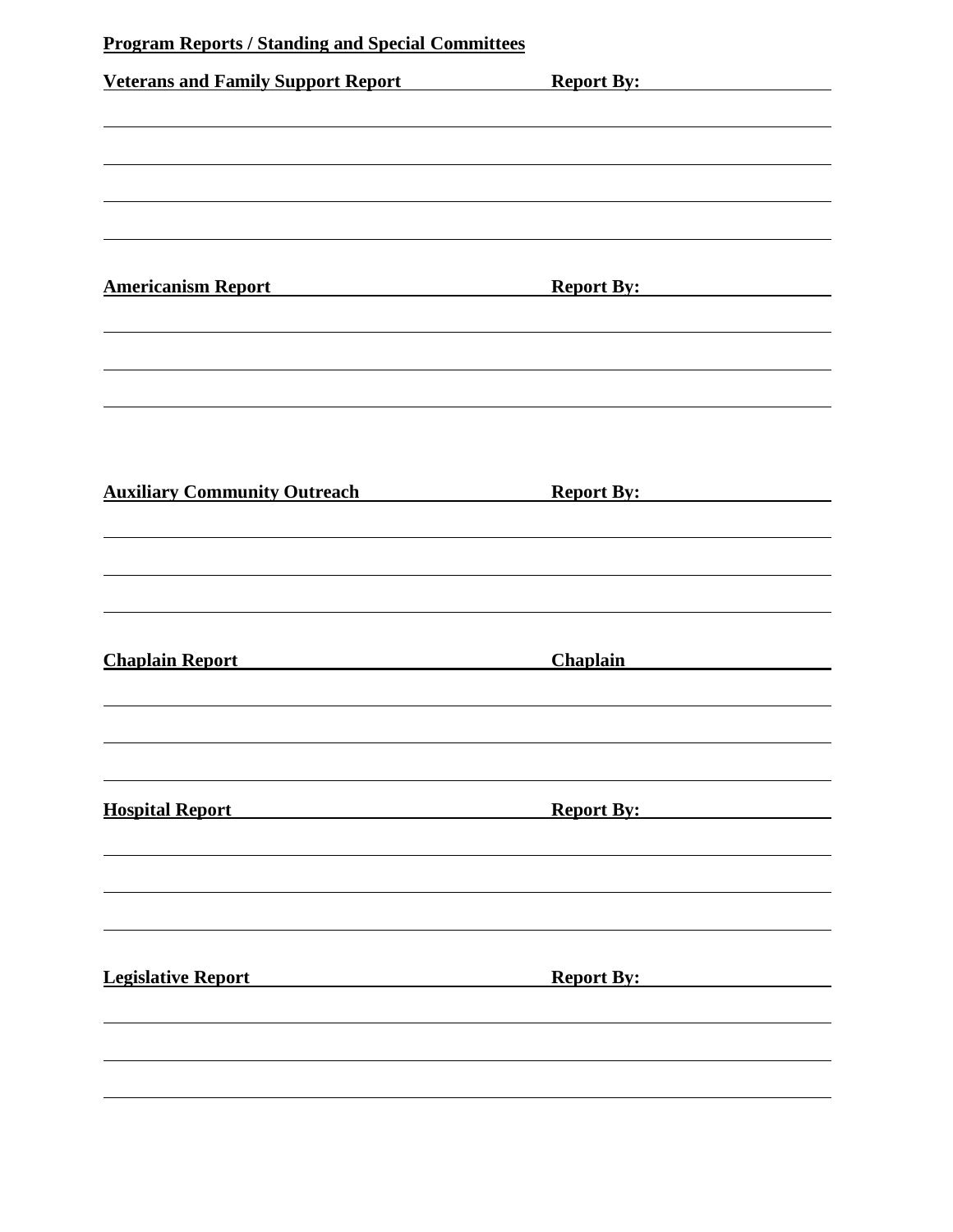**Program Reports / Standing and Special Committees**

**Veterans and Family Support Report** **Report By:**

**Americanism Report** **Report By:**

**Auxiliary Community Outreach** **Report By:**

**Chaplain Report** **Chaplain**

**Hospital Report** **Report By:**

**Legislative Report** **Report By:**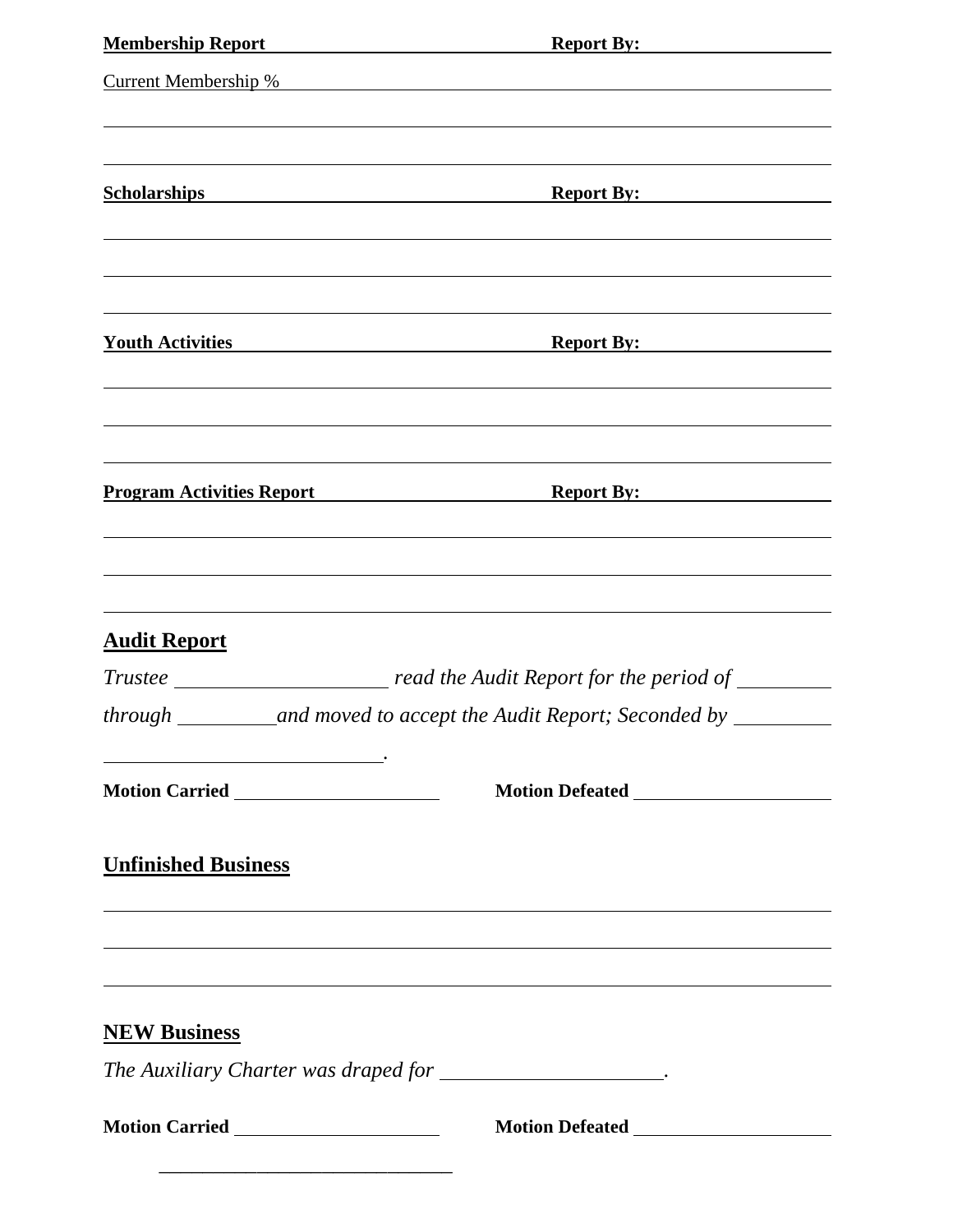**Membership Report** **Report By:** ____________________

Current Membership % ____________________________________________

______________________________________________________________

______________________________________________________________

**Scholarships** **Report By:** ____________________

______________________________________________________________

______________________________________________________________

______________________________________________________________

**Youth Activities** **Report By:** ____________________

______________________________________________________________

______________________________________________________________

______________________________________________________________

**Program Activities Report** **Report By:** ____________________

______________________________________________________________

______________________________________________________________

______________________________________________________________

## Audit Report

*Trustee ____________________ read the Audit Report for the period of _________ through _________ and moved to accept the Audit Report; Seconded by _________ ____________________________.*

**Motion Carried** ____________________ **Motion Defeated** ____________________

## Unfinished Business

______________________________________________________________

______________________________________________________________

______________________________________________________________

## NEW Business

*The Auxiliary Charter was draped for ____________________.*

**Motion Carried** ____________________ **Motion Defeated** ____________________

______________________________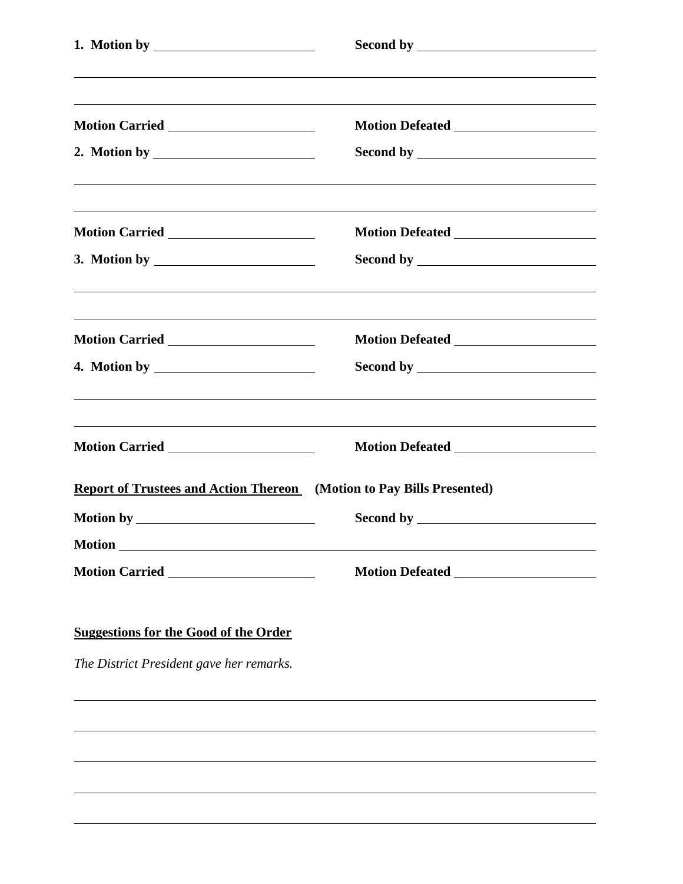**1. Motion by** ______________________ **Second by** ______________________

______________________________________________________________________

______________________________________________________________________

**Motion Carried** ______________________ **Motion Defeated** ______________________

**2. Motion by** ______________________ **Second by** ______________________

______________________________________________________________________

______________________________________________________________________

**Motion Carried** ______________________ **Motion Defeated** ______________________

**3. Motion by** ______________________ **Second by** ______________________

______________________________________________________________________

______________________________________________________________________

**Motion Carried** ______________________ **Motion Defeated** ______________________

**4. Motion by** ______________________ **Second by** ______________________

______________________________________________________________________

______________________________________________________________________

**Motion Carried** ______________________ **Motion Defeated** ______________________

**<u>Report of Trustees and Action Thereon</u>** **(Motion to Pay Bills Presented)**

**Motion by** ______________________ **Second by** ______________________

**Motion** ______________________________________________________________

**Motion Carried** ______________________ **Motion Defeated** ______________________

**<u>Suggestions for the Good of the Order</u>**

*The District President gave her remarks.*

______________________________________________________________________

______________________________________________________________________

______________________________________________________________________

______________________________________________________________________

______________________________________________________________________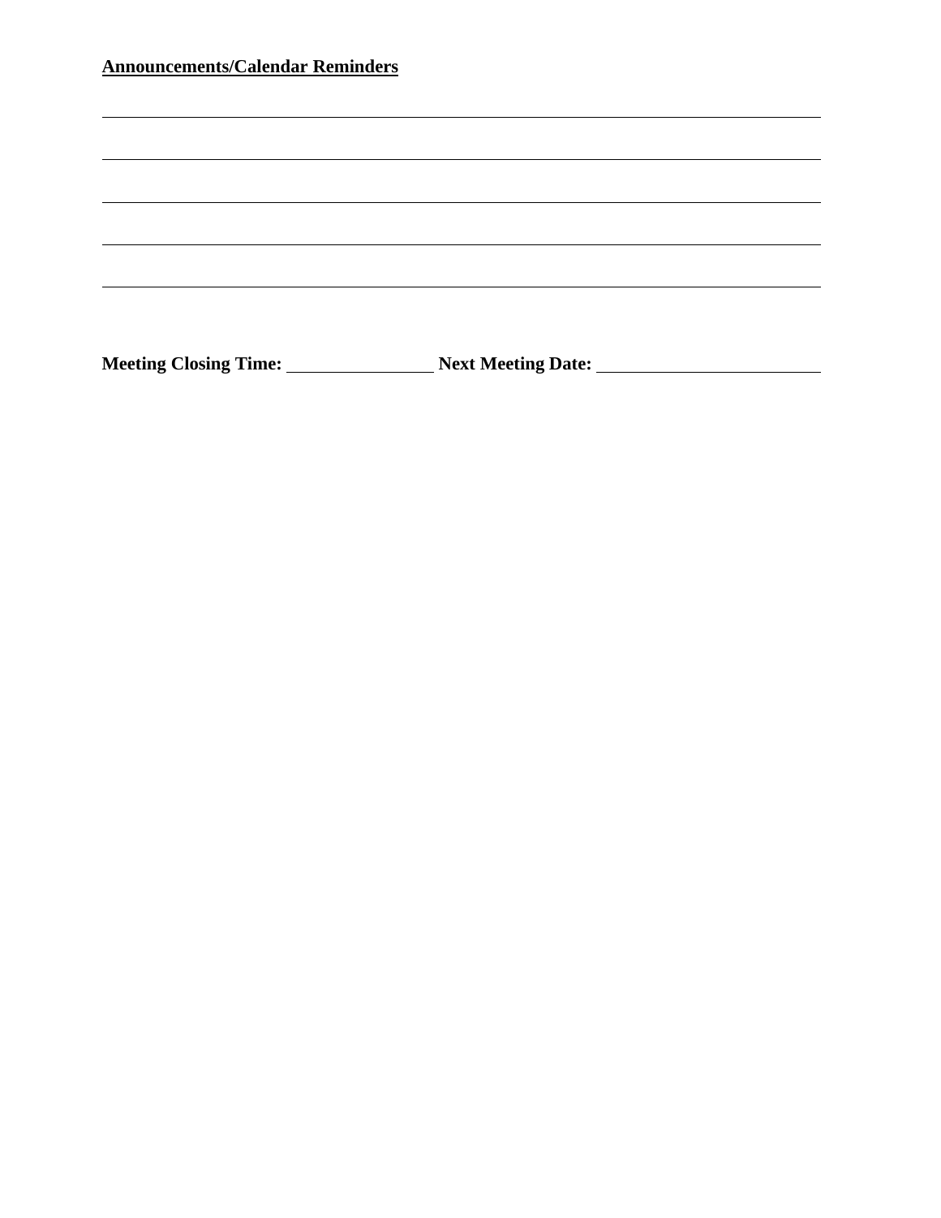**Announcements/Calendar Reminders**

\_\_\_\_\_\_\_\_\_\_\_\_\_\_\_\_\_\_\_\_\_\_\_\_\_\_\_\_\_\_\_\_\_\_\_\_\_\_\_\_\_\_\_\_\_\_\_\_\_\_\_\_\_\_\_\_\_\_\_\_\_\_\_\_\_\_\_\_\_\_\_\_\_\_\_\_

\_\_\_\_\_\_\_\_\_\_\_\_\_\_\_\_\_\_\_\_\_\_\_\_\_\_\_\_\_\_\_\_\_\_\_\_\_\_\_\_\_\_\_\_\_\_\_\_\_\_\_\_\_\_\_\_\_\_\_\_\_\_\_\_\_\_\_\_\_\_\_\_\_\_\_\_

\_\_\_\_\_\_\_\_\_\_\_\_\_\_\_\_\_\_\_\_\_\_\_\_\_\_\_\_\_\_\_\_\_\_\_\_\_\_\_\_\_\_\_\_\_\_\_\_\_\_\_\_\_\_\_\_\_\_\_\_\_\_\_\_\_\_\_\_\_\_\_\_\_\_\_\_

\_\_\_\_\_\_\_\_\_\_\_\_\_\_\_\_\_\_\_\_\_\_\_\_\_\_\_\_\_\_\_\_\_\_\_\_\_\_\_\_\_\_\_\_\_\_\_\_\_\_\_\_\_\_\_\_\_\_\_\_\_\_\_\_\_\_\_\_\_\_\_\_\_\_\_\_

\_\_\_\_\_\_\_\_\_\_\_\_\_\_\_\_\_\_\_\_\_\_\_\_\_\_\_\_\_\_\_\_\_\_\_\_\_\_\_\_\_\_\_\_\_\_\_\_\_\_\_\_\_\_\_\_\_\_\_\_\_\_\_\_\_\_\_\_\_\_\_\_\_\_\_\_

**Meeting Closing Time:** \_\_\_\_\_\_\_\_\_\_\_\_\_\_\_\_ **Next Meeting Date:** \_\_\_\_\_\_\_\_\_\_\_\_\_\_\_\_\_\_\_\_\_\_\_\_